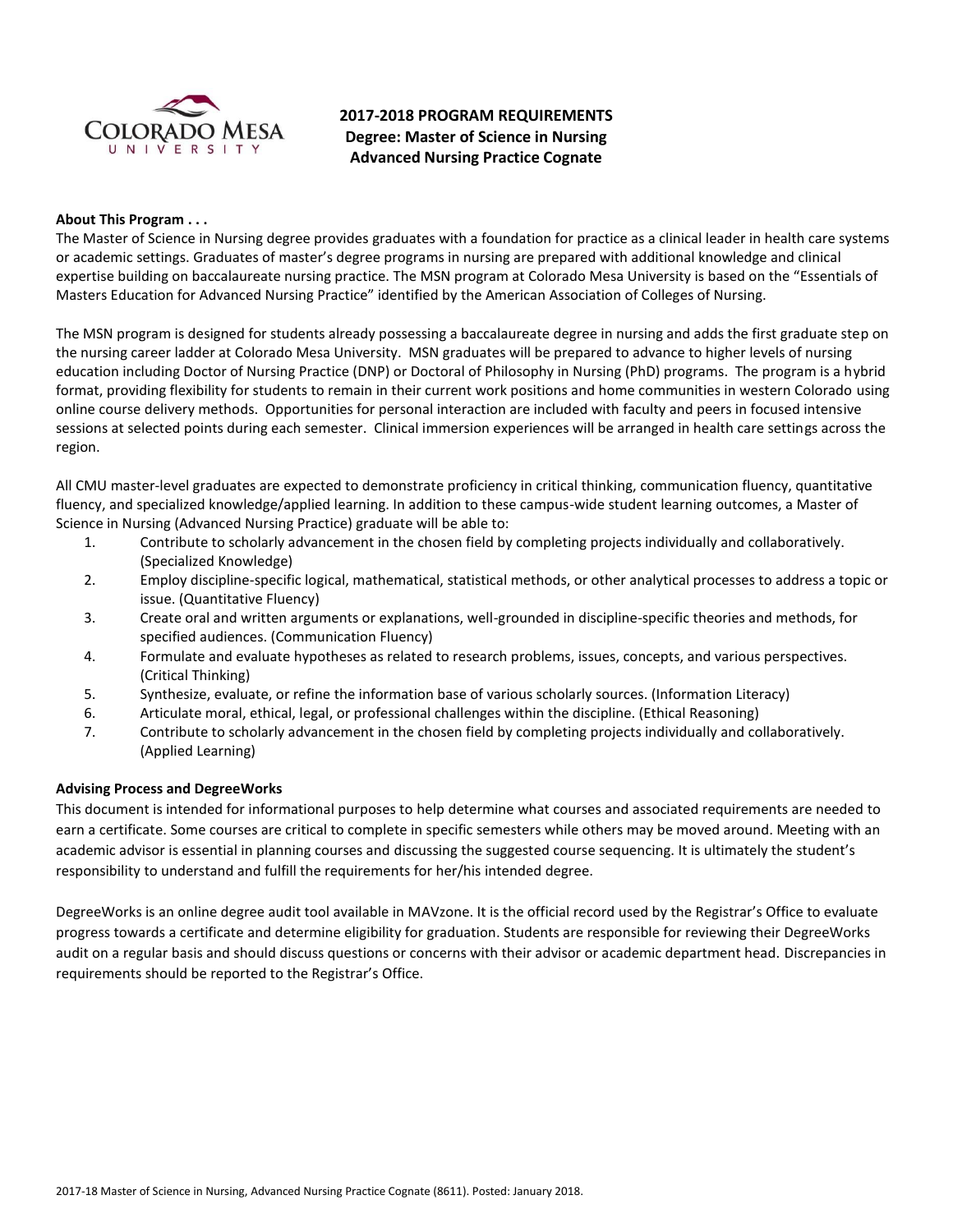# 2017-2018 PROGRAM REQUIREMENTS
## Degree: Master of Science in Nursing
## Advanced Nursing Practice Cognate

**About This Program . . .**

The Master of Science in Nursing degree provides graduates with a foundation for practice as a clinical leader in health care systems or academic settings. Graduates of master's degree programs in nursing are prepared with additional knowledge and clinical expertise building on baccalaureate nursing practice. The MSN program at Colorado Mesa University is based on the "Essentials of Masters Education for Advanced Nursing Practice" identified by the American Association of Colleges of Nursing.

The MSN program is designed for students already possessing a baccalaureate degree in nursing and adds the first graduate step on the nursing career ladder at Colorado Mesa University. MSN graduates will be prepared to advance to higher levels of nursing education including Doctor of Nursing Practice (DNP) or Doctoral of Philosophy in Nursing (PhD) programs. The program is a hybrid format, providing flexibility for students to remain in their current work positions and home communities in western Colorado using online course delivery methods. Opportunities for personal interaction are included with faculty and peers in focused intensive sessions at selected points during each semester. Clinical immersion experiences will be arranged in health care settings across the region.

All CMU master-level graduates are expected to demonstrate proficiency in critical thinking, communication fluency, quantitative fluency, and specialized knowledge/applied learning. In addition to these campus-wide student learning outcomes, a Master of Science in Nursing (Advanced Nursing Practice) graduate will be able to:

1. Contribute to scholarly advancement in the chosen field by completing projects individually and collaboratively. (Specialized Knowledge)
2. Employ discipline-specific logical, mathematical, statistical methods, or other analytical processes to address a topic or issue. (Quantitative Fluency)
3. Create oral and written arguments or explanations, well-grounded in discipline-specific theories and methods, for specified audiences. (Communication Fluency)
4. Formulate and evaluate hypotheses as related to research problems, issues, concepts, and various perspectives. (Critical Thinking)
5. Synthesize, evaluate, or refine the information base of various scholarly sources. (Information Literacy)
6. Articulate moral, ethical, legal, or professional challenges within the discipline. (Ethical Reasoning)
7. Contribute to scholarly advancement in the chosen field by completing projects individually and collaboratively. (Applied Learning)

**Advising Process and DegreeWorks**

This document is intended for informational purposes to help determine what courses and associated requirements are needed to earn a certificate. Some courses are critical to complete in specific semesters while others may be moved around. Meeting with an academic advisor is essential in planning courses and discussing the suggested course sequencing. It is ultimately the student's responsibility to understand and fulfill the requirements for her/his intended degree.

DegreeWorks is an online degree audit tool available in MAVzone. It is the official record used by the Registrar's Office to evaluate progress towards a certificate and determine eligibility for graduation. Students are responsible for reviewing their DegreeWorks audit on a regular basis and should discuss questions or concerns with their advisor or academic department head. Discrepancies in requirements should be reported to the Registrar's Office.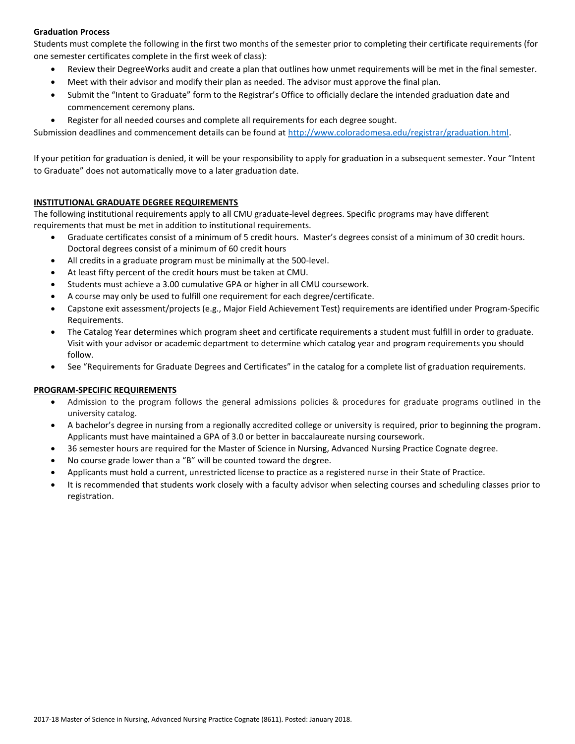**Graduation Process**

Students must complete the following in the first two months of the semester prior to completing their certificate requirements (for one semester certificates complete in the first week of class):

- Review their DegreeWorks audit and create a plan that outlines how unmet requirements will be met in the final semester.
- Meet with their advisor and modify their plan as needed. The advisor must approve the final plan.
- Submit the "Intent to Graduate" form to the Registrar's Office to officially declare the intended graduation date and commencement ceremony plans.
- Register for all needed courses and complete all requirements for each degree sought.

Submission deadlines and commencement details can be found at http://www.coloradomesa.edu/registrar/graduation.html.

If your petition for graduation is denied, it will be your responsibility to apply for graduation in a subsequent semester. Your "Intent to Graduate" does not automatically move to a later graduation date.

## INSTITUTIONAL GRADUATE DEGREE REQUIREMENTS

The following institutional requirements apply to all CMU graduate-level degrees. Specific programs may have different requirements that must be met in addition to institutional requirements.

- Graduate certificates consist of a minimum of 5 credit hours. Master's degrees consist of a minimum of 30 credit hours. Doctoral degrees consist of a minimum of 60 credit hours
- All credits in a graduate program must be minimally at the 500-level.
- At least fifty percent of the credit hours must be taken at CMU.
- Students must achieve a 3.00 cumulative GPA or higher in all CMU coursework.
- A course may only be used to fulfill one requirement for each degree/certificate.
- Capstone exit assessment/projects (e.g., Major Field Achievement Test) requirements are identified under Program-Specific Requirements.
- The Catalog Year determines which program sheet and certificate requirements a student must fulfill in order to graduate. Visit with your advisor or academic department to determine which catalog year and program requirements you should follow.
- See "Requirements for Graduate Degrees and Certificates" in the catalog for a complete list of graduation requirements.

## PROGRAM-SPECIFIC REQUIREMENTS

- Admission to the program follows the general admissions policies & procedures for graduate programs outlined in the university catalog.
- A bachelor's degree in nursing from a regionally accredited college or university is required, prior to beginning the program. Applicants must have maintained a GPA of 3.0 or better in baccalaureate nursing coursework.
- 36 semester hours are required for the Master of Science in Nursing, Advanced Nursing Practice Cognate degree.
- No course grade lower than a "B" will be counted toward the degree.
- Applicants must hold a current, unrestricted license to practice as a registered nurse in their State of Practice.
- It is recommended that students work closely with a faculty advisor when selecting courses and scheduling classes prior to registration.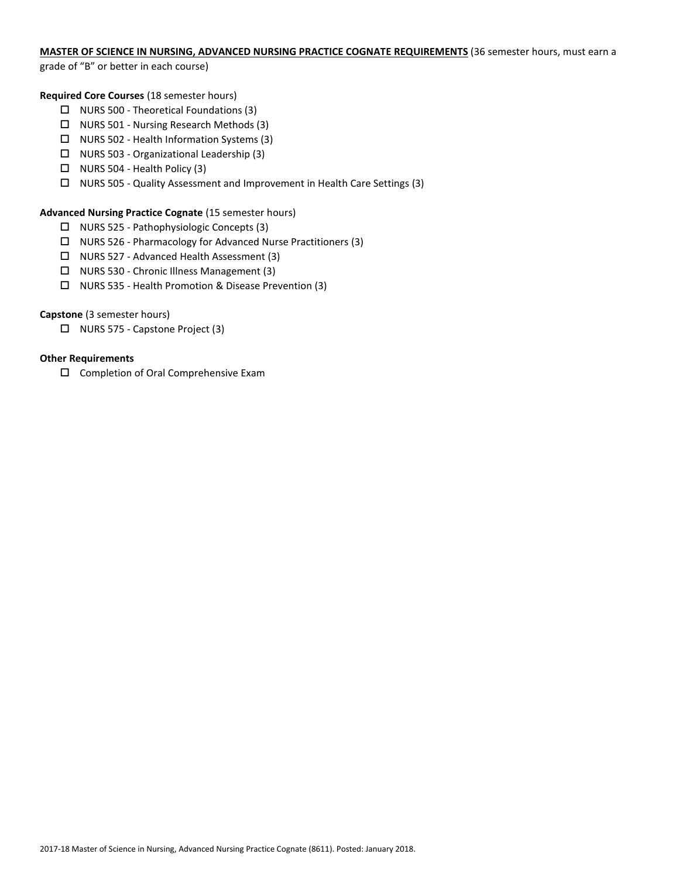**MASTER OF SCIENCE IN NURSING, ADVANCED NURSING PRACTICE COGNATE REQUIREMENTS** (36 semester hours, must earn a grade of "B" or better in each course)

**Required Core Courses** (18 semester hours)

- ☐ NURS 500 - Theoretical Foundations (3)
- ☐ NURS 501 - Nursing Research Methods (3)
- ☐ NURS 502 - Health Information Systems (3)
- ☐ NURS 503 - Organizational Leadership (3)
- ☐ NURS 504 - Health Policy (3)
- ☐ NURS 505 - Quality Assessment and Improvement in Health Care Settings (3)

**Advanced Nursing Practice Cognate** (15 semester hours)

- ☐ NURS 525 - Pathophysiologic Concepts (3)
- ☐ NURS 526 - Pharmacology for Advanced Nurse Practitioners (3)
- ☐ NURS 527 - Advanced Health Assessment (3)
- ☐ NURS 530 - Chronic Illness Management (3)
- ☐ NURS 535 - Health Promotion & Disease Prevention (3)

**Capstone** (3 semester hours)

- ☐ NURS 575 - Capstone Project (3)

**Other Requirements**

- ☐ Completion of Oral Comprehensive Exam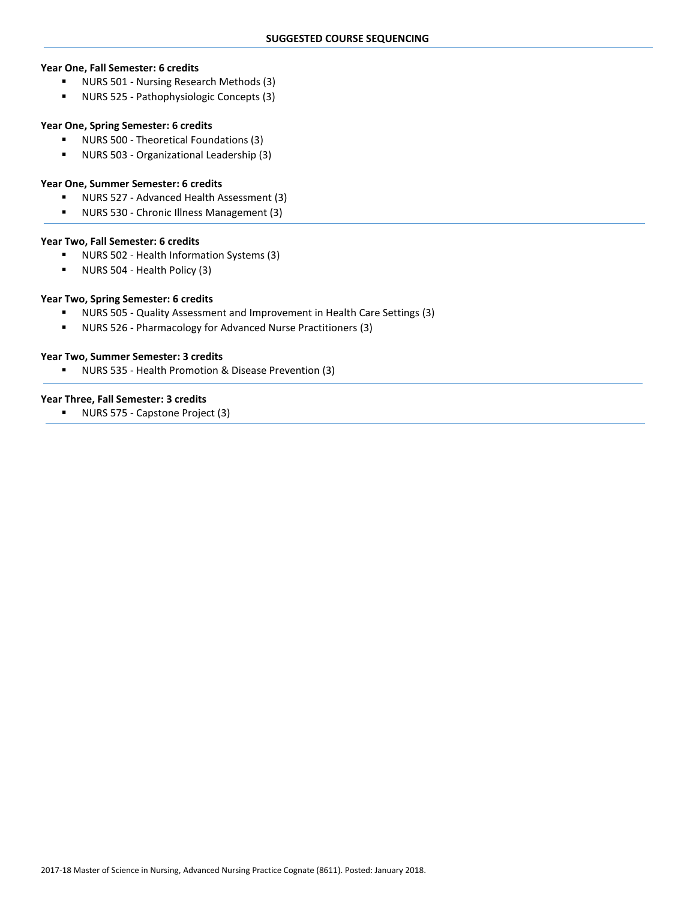## SUGGESTED COURSE SEQUENCING

**Year One, Fall Semester: 6 credits**

- NURS 501 - Nursing Research Methods (3)
- NURS 525 - Pathophysiologic Concepts (3)

**Year One, Spring Semester: 6 credits**

- NURS 500 - Theoretical Foundations (3)
- NURS 503 - Organizational Leadership (3)

**Year One, Summer Semester: 6 credits**

- NURS 527 - Advanced Health Assessment (3)
- NURS 530 - Chronic Illness Management (3)

---

**Year Two, Fall Semester: 6 credits**

- NURS 502 - Health Information Systems (3)
- NURS 504 - Health Policy (3)

**Year Two, Spring Semester: 6 credits**

- NURS 505 - Quality Assessment and Improvement in Health Care Settings (3)
- NURS 526 - Pharmacology for Advanced Nurse Practitioners (3)

**Year Two, Summer Semester: 3 credits**

- NURS 535 - Health Promotion & Disease Prevention (3)

---

**Year Three, Fall Semester: 3 credits**

- NURS 575 - Capstone Project (3)